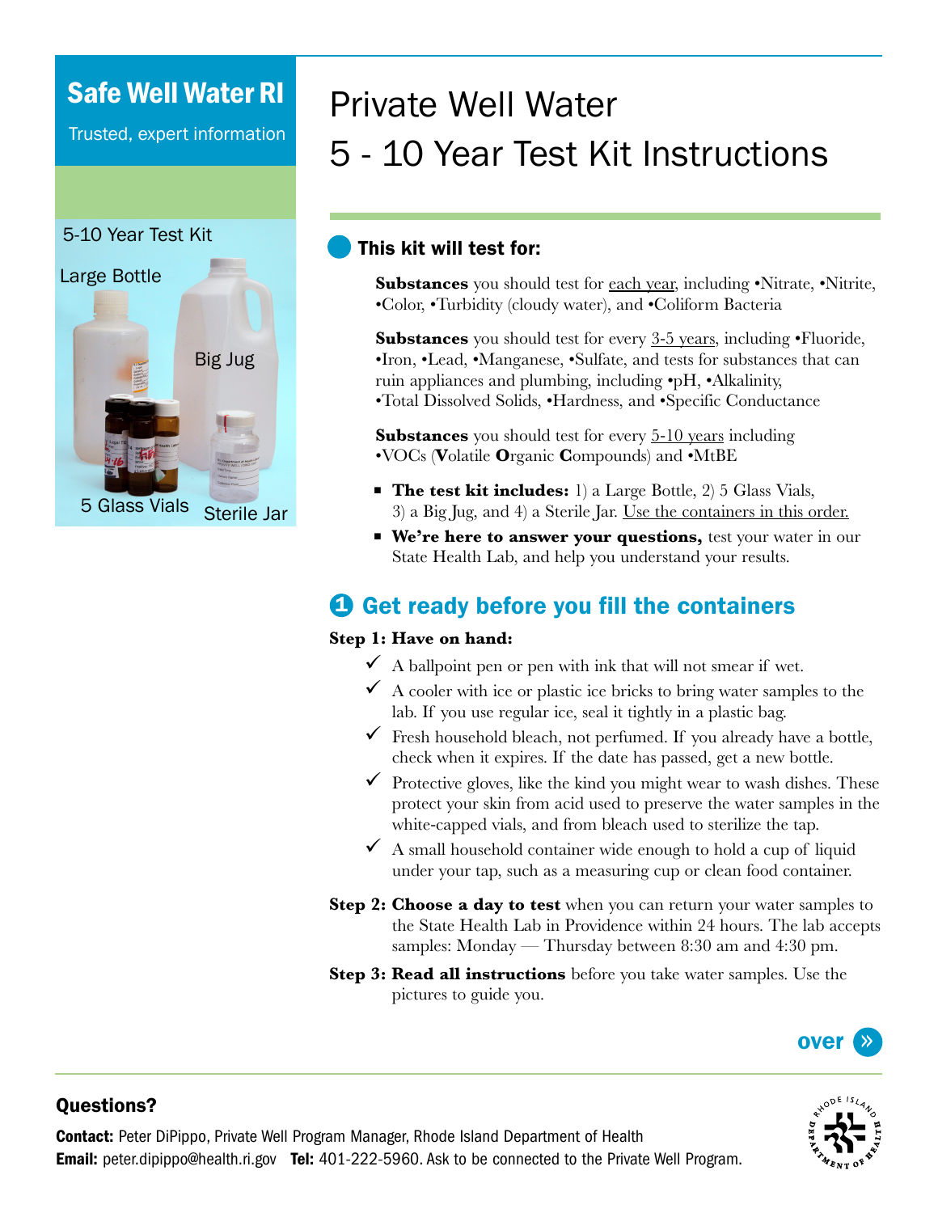# Safe Well Water RI

Trusted, expert information

5-10 Year Test Kit

Large Bottle

Big Jug

5 Glass Vials

Sterile Jar

# Private Well Water
# 5 - 10 Year Test Kit Instructions

## This kit will test for:

**Substances** you should test for each year, including •Nitrate, •Nitrite, •Color, •Turbidity (cloudy water), and •Coliform Bacteria

**Substances** you should test for every 3-5 years, including •Fluoride, •Iron, •Lead, •Manganese, •Sulfate, and tests for substances that can ruin appliances and plumbing, including •pH, •Alkalinity, •Total Dissolved Solids, •Hardness, and •Specific Conductance

**Substances** you should test for every 5-10 years including •VOCs (**V**olatile **O**rganic **C**ompounds) and •MtBE

- **The test kit includes:** 1) a Large Bottle, 2) 5 Glass Vials, 3) a Big Jug, and 4) a Sterile Jar. Use the containers in this order.
- **We're here to answer your questions,** test your water in our State Health Lab, and help you understand your results.

## 1 Get ready before you fill the containers

**Step 1: Have on hand:**

- ✓ A ballpoint pen or pen with ink that will not smear if wet.
- ✓ A cooler with ice or plastic ice bricks to bring water samples to the lab. If you use regular ice, seal it tightly in a plastic bag.
- ✓ Fresh household bleach, not perfumed. If you already have a bottle, check when it expires. If the date has passed, get a new bottle.
- ✓ Protective gloves, like the kind you might wear to wash dishes. These protect your skin from acid used to preserve the water samples in the white-capped vials, and from bleach used to sterilize the tap.
- ✓ A small household container wide enough to hold a cup of liquid under your tap, such as a measuring cup or clean food container.

**Step 2: Choose a day to test** when you can return your water samples to the State Health Lab in Providence within 24 hours. The lab accepts samples: Monday — Thursday between 8:30 am and 4:30 pm.

**Step 3: Read all instructions** before you take water samples. Use the pictures to guide you.

over »

### Questions?

**Contact:** Peter DiPippo, Private Well Program Manager, Rhode Island Department of Health
**Email:** peter.dipippo@health.ri.gov **Tel:** 401-222-5960. Ask to be connected to the Private Well Program.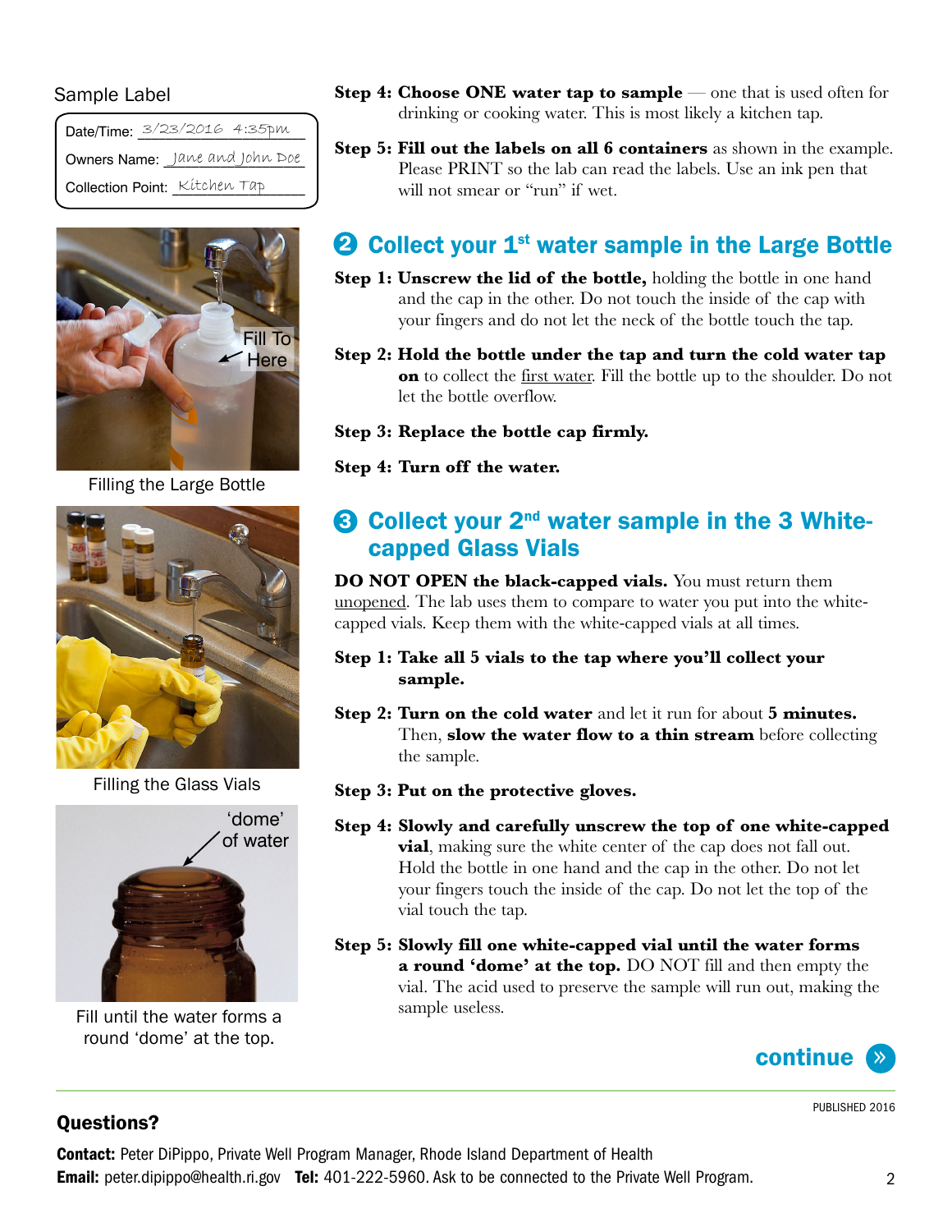Sample Label

| Date/Time: | 3/23/2016 4:35pm |
|---|---|
| Owners Name: | Jane and John Doe |
| Collection Point: | Kitchen Tap |

Filling the Large Bottle

Filling the Glass Vials

Fill until the water forms a round 'dome' at the top.

**Step 4: Choose ONE water tap to sample** — one that is used often for drinking or cooking water. This is most likely a kitchen tap.

**Step 5: Fill out the labels on all 6 containers** as shown in the example. Please PRINT so the lab can read the labels. Use an ink pen that will not smear or "run" if wet.

## ❷ Collect your 1st water sample in the Large Bottle

**Step 1: Unscrew the lid of the bottle,** holding the bottle in one hand and the cap in the other. Do not touch the inside of the cap with your fingers and do not let the neck of the bottle touch the tap.

**Step 2: Hold the bottle under the tap and turn the cold water tap on** to collect the first water. Fill the bottle up to the shoulder. Do not let the bottle overflow.

**Step 3: Replace the bottle cap firmly.**

**Step 4: Turn off the water.**

## ❸ Collect your 2nd water sample in the 3 White-capped Glass Vials

**DO NOT OPEN the black-capped vials.** You must return them unopened. The lab uses them to compare to water you put into the white-capped vials. Keep them with the white-capped vials at all times.

**Step 1: Take all 5 vials to the tap where you'll collect your sample.**

**Step 2: Turn on the cold water** and let it run for about **5 minutes.** Then, **slow the water flow to a thin stream** before collecting the sample.

**Step 3: Put on the protective gloves.**

**Step 4: Slowly and carefully unscrew the top of one white-capped vial**, making sure the white center of the cap does not fall out. Hold the bottle in one hand and the cap in the other. Do not let your fingers touch the inside of the cap. Do not let the top of the vial touch the tap.

**Step 5: Slowly fill one white-capped vial until the water forms a round 'dome' at the top.** DO NOT fill and then empty the vial. The acid used to preserve the sample will run out, making the sample useless.

continue »

PUBLISHED 2016

### Questions?

**Contact:** Peter DiPippo, Private Well Program Manager, Rhode Island Department of Health
**Email:** peter.dipippo@health.ri.gov **Tel:** 401-222-5960. Ask to be connected to the Private Well Program.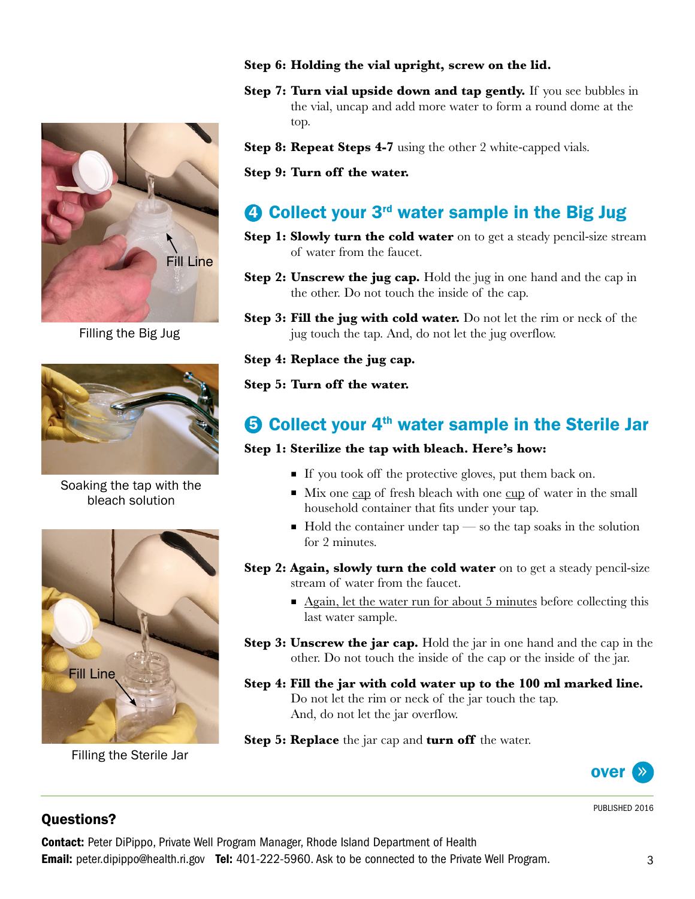**Step 6: Holding the vial upright, screw on the lid.**

**Step 7: Turn vial upside down and tap gently.** If you see bubbles in the vial, uncap and add more water to form a round dome at the top.

**Step 8: Repeat Steps 4-7** using the other 2 white-capped vials.

**Step 9: Turn off the water.**

## ❹ Collect your 3rd water sample in the Big Jug

**Step 1: Slowly turn the cold water** on to get a steady pencil-size stream of water from the faucet.

**Step 2: Unscrew the jug cap.** Hold the jug in one hand and the cap in the other. Do not touch the inside of the cap.

**Step 3: Fill the jug with cold water.** Do not let the rim or neck of the jug touch the tap. And, do not let the jug overflow.

**Step 4: Replace the jug cap.**

**Step 5: Turn off the water.**

Fill Line

Filling the Big Jug

Soaking the tap with the bleach solution

## ❺ Collect your 4th water sample in the Sterile Jar

**Step 1: Sterilize the tap with bleach. Here's how:**

- If you took off the protective gloves, put them back on.
- Mix one cup of fresh bleach with one cup of water in the small household container that fits under your tap.
- Hold the container under tap — so the tap soaks in the solution for 2 minutes.

**Step 2: Again, slowly turn the cold water** on to get a steady pencil-size stream of water from the faucet.

- Again, let the water run for about 5 minutes before collecting this last water sample.

**Step 3: Unscrew the jar cap.** Hold the jar in one hand and the cap in the other. Do not touch the inside of the cap or the inside of the jar.

**Step 4: Fill the jar with cold water up to the 100 ml marked line.** Do not let the rim or neck of the jar touch the tap. And, do not let the jar overflow.

**Step 5: Replace** the jar cap and **turn off** the water.

Fill Line

Filling the Sterile Jar

over »

PUBLISHED 2016

### Questions?

**Contact:** Peter DiPippo, Private Well Program Manager, Rhode Island Department of Health
**Email:** peter.dipippo@health.ri.gov **Tel:** 401-222-5960. Ask to be connected to the Private Well Program.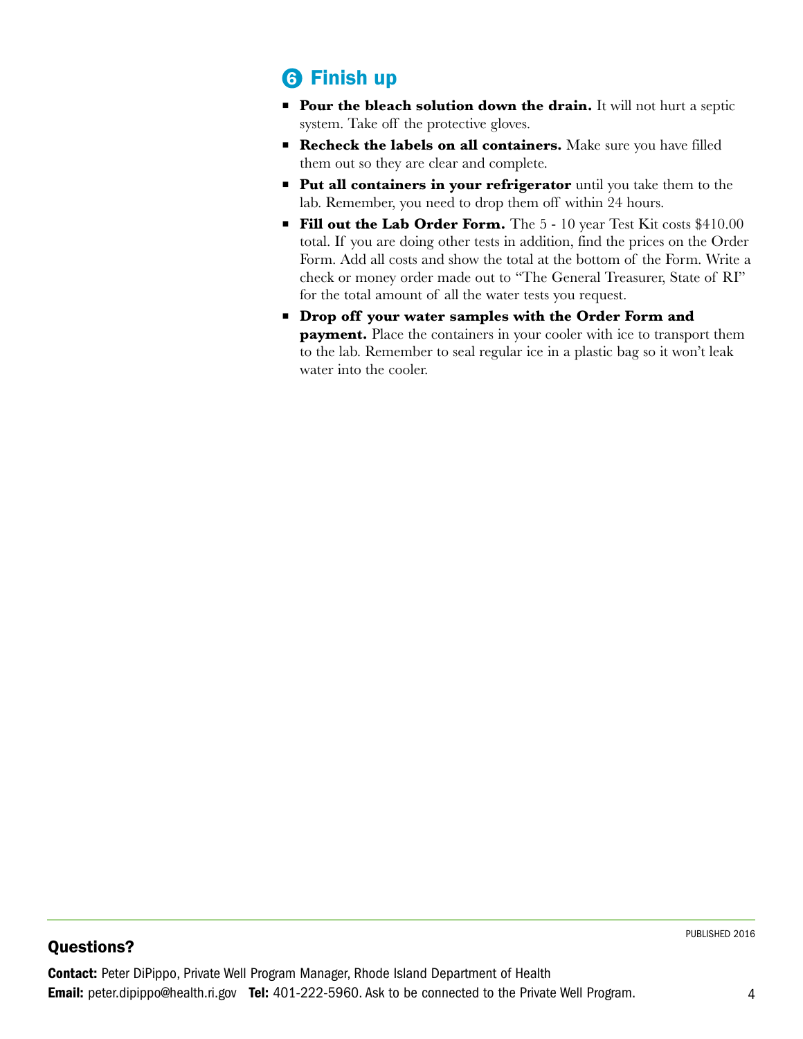## 6 Finish up

- **Pour the bleach solution down the drain.** It will not hurt a septic system. Take off the protective gloves.
- **Recheck the labels on all containers.** Make sure you have filled them out so they are clear and complete.
- **Put all containers in your refrigerator** until you take them to the lab. Remember, you need to drop them off within 24 hours.
- **Fill out the Lab Order Form.** The 5 - 10 year Test Kit costs $410.00 total. If you are doing other tests in addition, find the prices on the Order Form. Add all costs and show the total at the bottom of the Form. Write a check or money order made out to "The General Treasurer, State of RI" for the total amount of all the water tests you request.
- **Drop off your water samples with the Order Form and payment.** Place the containers in your cooler with ice to transport them to the lab. Remember to seal regular ice in a plastic bag so it won't leak water into the cooler.

PUBLISHED 2016

### Questions?

**Contact:** Peter DiPippo, Private Well Program Manager, Rhode Island Department of Health
**Email:** peter.dipippo@health.ri.gov **Tel:** 401-222-5960. Ask to be connected to the Private Well Program.